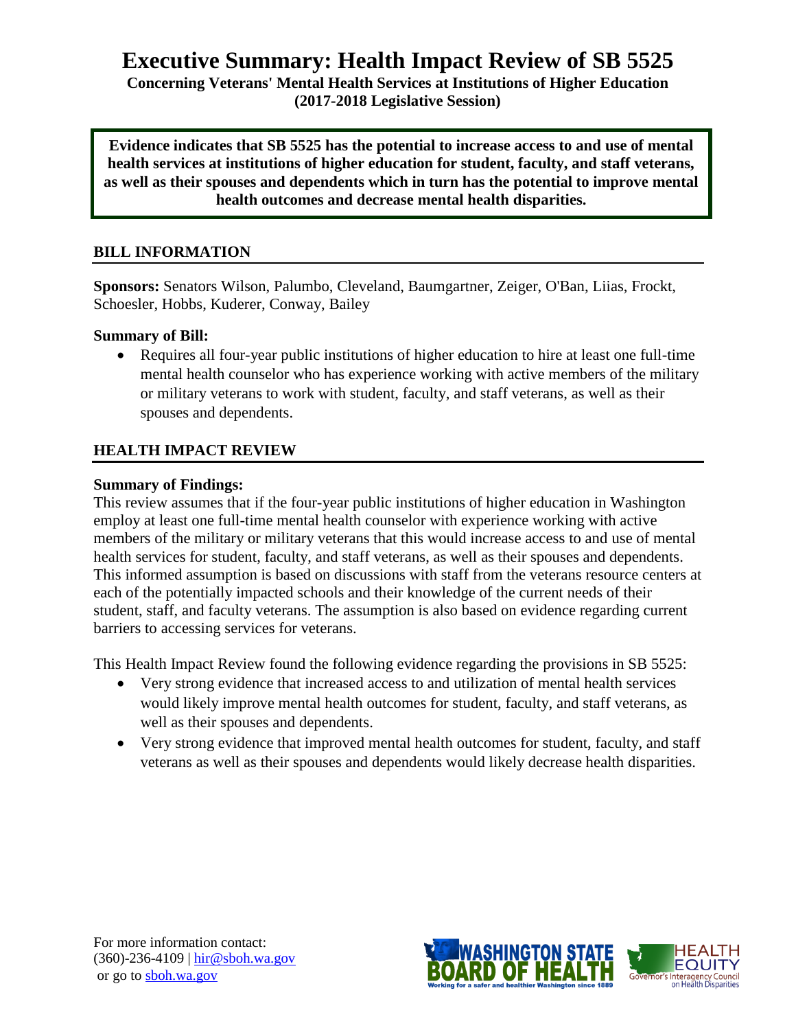# Executive Summary: Health Impact Review of SB 5525

**Concerning Veterans' Mental Health Services at Institutions of Higher Education (2017-2018 Legislative Session)**

**Evidence indicates that SB 5525 has the potential to increase access to and use of mental health services at institutions of higher education for student, faculty, and staff veterans, as well as their spouses and dependents which in turn has the potential to improve mental health outcomes and decrease mental health disparities.**

## BILL INFORMATION

**Sponsors:** Senators Wilson, Palumbo, Cleveland, Baumgartner, Zeiger, O'Ban, Liias, Frockt, Schoesler, Hobbs, Kuderer, Conway, Bailey

**Summary of Bill:**

- Requires all four-year public institutions of higher education to hire at least one full-time mental health counselor who has experience working with active members of the military or military veterans to work with student, faculty, and staff veterans, as well as their spouses and dependents.

## HEALTH IMPACT REVIEW

**Summary of Findings:**

This review assumes that if the four-year public institutions of higher education in Washington employ at least one full-time mental health counselor with experience working with active members of the military or military veterans that this would increase access to and use of mental health services for student, faculty, and staff veterans, as well as their spouses and dependents. This informed assumption is based on discussions with staff from the veterans resource centers at each of the potentially impacted schools and their knowledge of the current needs of their student, staff, and faculty veterans. The assumption is also based on evidence regarding current barriers to accessing services for veterans.

This Health Impact Review found the following evidence regarding the provisions in SB 5525:

- Very strong evidence that increased access to and utilization of mental health services would likely improve mental health outcomes for student, faculty, and staff veterans, as well as their spouses and dependents.
- Very strong evidence that improved mental health outcomes for student, faculty, and staff veterans as well as their spouses and dependents would likely decrease health disparities.

For more information contact:
(360)-236-4109 | hir@sboh.wa.gov
or go to sboh.wa.gov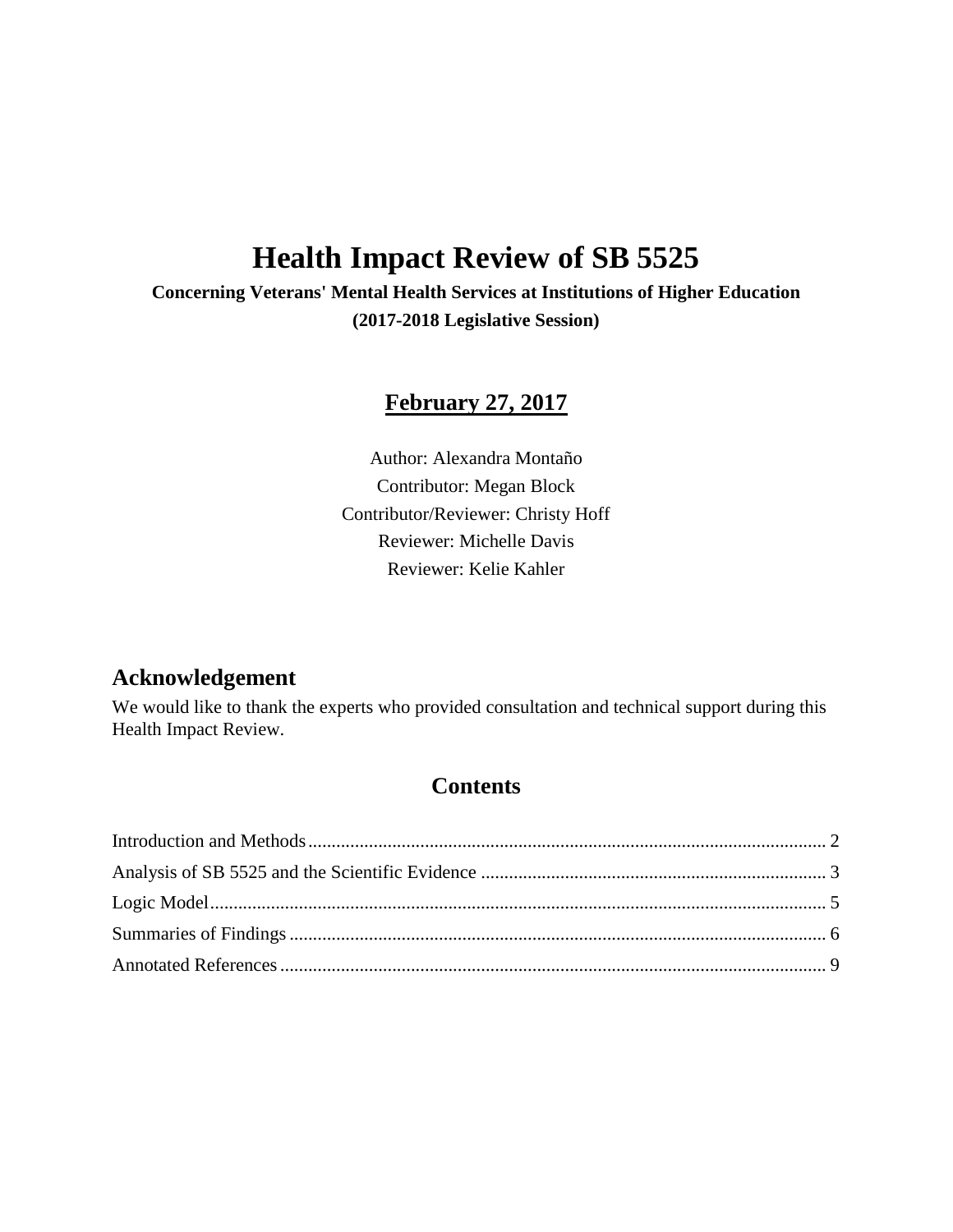# Health Impact Review of SB 5525

**Concerning Veterans' Mental Health Services at Institutions of Higher Education**

**(2017-2018 Legislative Session)**

## February 27, 2017

Author: Alexandra Montaño

Contributor: Megan Block

Contributor/Reviewer: Christy Hoff

Reviewer: Michelle Davis

Reviewer: Kelie Kahler

## Acknowledgement

We would like to thank the experts who provided consultation and technical support during this Health Impact Review.

## Contents

Introduction and Methods .............................................................................................................. 2

Analysis of SB 5525 and the Scientific Evidence .......................................................................... 3

Logic Model.................................................................................................................................... 5

Summaries of Findings ................................................................................................................... 6

Annotated References ..................................................................................................................... 9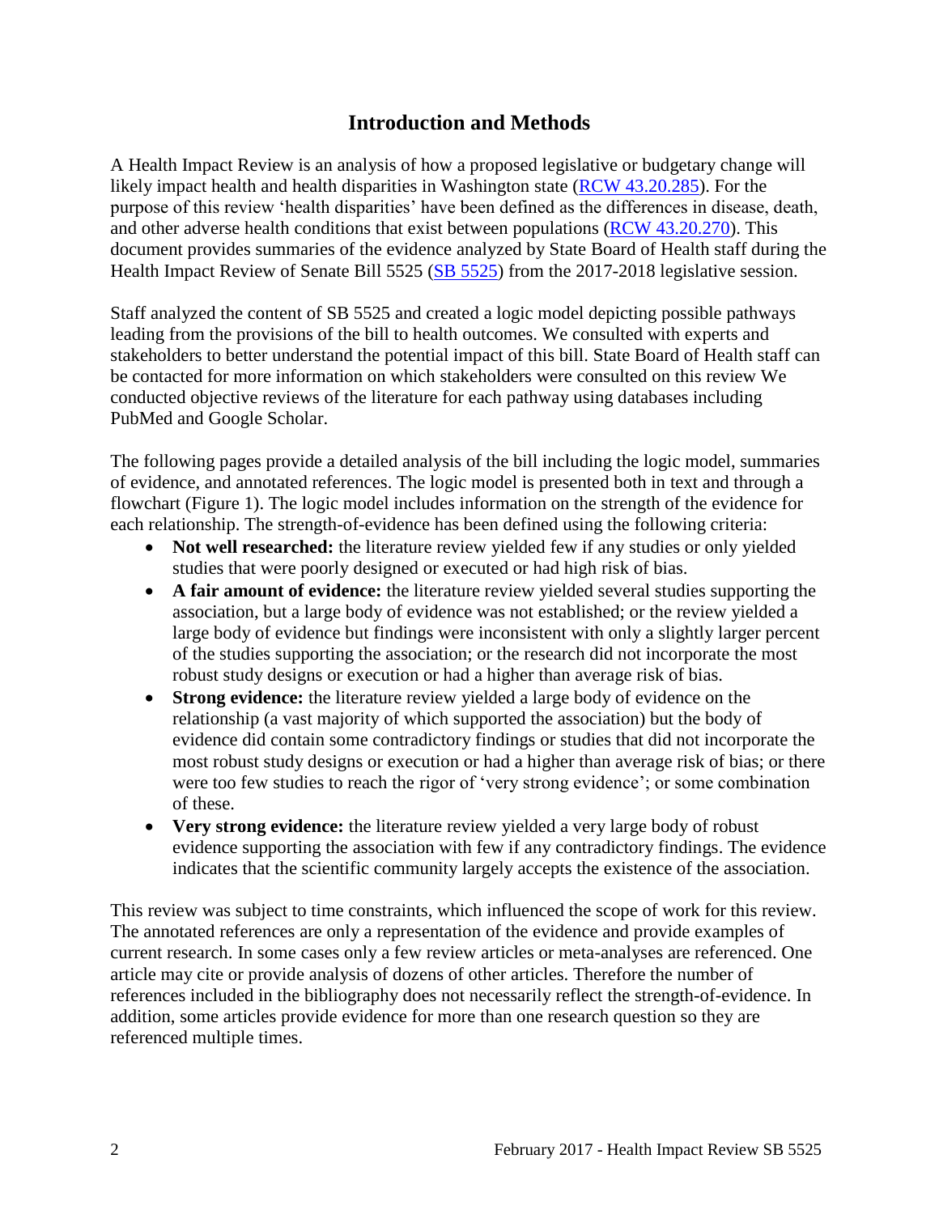## Introduction and Methods

A Health Impact Review is an analysis of how a proposed legislative or budgetary change will likely impact health and health disparities in Washington state ([RCW 43.20.285](RCW 43.20.285)). For the purpose of this review 'health disparities' have been defined as the differences in disease, death, and other adverse health conditions that exist between populations ([RCW 43.20.270](RCW 43.20.270)). This document provides summaries of the evidence analyzed by State Board of Health staff during the Health Impact Review of Senate Bill 5525 ([SB 5525](SB 5525)) from the 2017-2018 legislative session.

Staff analyzed the content of SB 5525 and created a logic model depicting possible pathways leading from the provisions of the bill to health outcomes. We consulted with experts and stakeholders to better understand the potential impact of this bill. State Board of Health staff can be contacted for more information on which stakeholders were consulted on this review We conducted objective reviews of the literature for each pathway using databases including PubMed and Google Scholar.

The following pages provide a detailed analysis of the bill including the logic model, summaries of evidence, and annotated references. The logic model is presented both in text and through a flowchart (Figure 1). The logic model includes information on the strength of the evidence for each relationship. The strength-of-evidence has been defined using the following criteria:

- **Not well researched:** the literature review yielded few if any studies or only yielded studies that were poorly designed or executed or had high risk of bias.
- **A fair amount of evidence:** the literature review yielded several studies supporting the association, but a large body of evidence was not established; or the review yielded a large body of evidence but findings were inconsistent with only a slightly larger percent of the studies supporting the association; or the research did not incorporate the most robust study designs or execution or had a higher than average risk of bias.
- **Strong evidence:** the literature review yielded a large body of evidence on the relationship (a vast majority of which supported the association) but the body of evidence did contain some contradictory findings or studies that did not incorporate the most robust study designs or execution or had a higher than average risk of bias; or there were too few studies to reach the rigor of 'very strong evidence'; or some combination of these.
- **Very strong evidence:** the literature review yielded a very large body of robust evidence supporting the association with few if any contradictory findings. The evidence indicates that the scientific community largely accepts the existence of the association.

This review was subject to time constraints, which influenced the scope of work for this review. The annotated references are only a representation of the evidence and provide examples of current research. In some cases only a few review articles or meta-analyses are referenced. One article may cite or provide analysis of dozens of other articles. Therefore the number of references included in the bibliography does not necessarily reflect the strength-of-evidence. In addition, some articles provide evidence for more than one research question so they are referenced multiple times.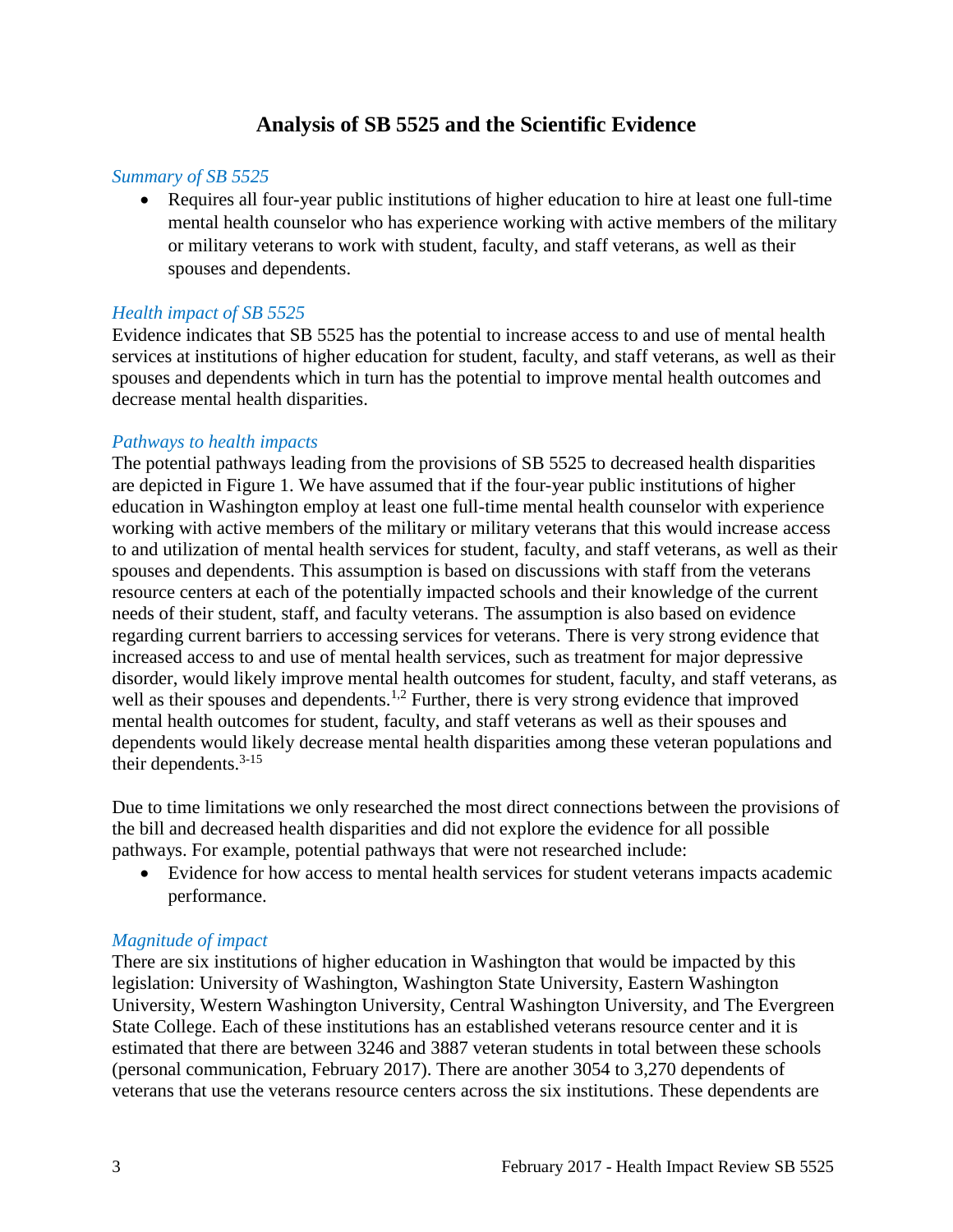## Analysis of SB 5525 and the Scientific Evidence

*Summary of SB 5525*

- Requires all four-year public institutions of higher education to hire at least one full-time mental health counselor who has experience working with active members of the military or military veterans to work with student, faculty, and staff veterans, as well as their spouses and dependents.

*Health impact of SB 5525*

Evidence indicates that SB 5525 has the potential to increase access to and use of mental health services at institutions of higher education for student, faculty, and staff veterans, as well as their spouses and dependents which in turn has the potential to improve mental health outcomes and decrease mental health disparities.

*Pathways to health impacts*

The potential pathways leading from the provisions of SB 5525 to decreased health disparities are depicted in Figure 1. We have assumed that if the four-year public institutions of higher education in Washington employ at least one full-time mental health counselor with experience working with active members of the military or military veterans that this would increase access to and utilization of mental health services for student, faculty, and staff veterans, as well as their spouses and dependents. This assumption is based on discussions with staff from the veterans resource centers at each of the potentially impacted schools and their knowledge of the current needs of their student, staff, and faculty veterans. The assumption is also based on evidence regarding current barriers to accessing services for veterans. There is very strong evidence that increased access to and use of mental health services, such as treatment for major depressive disorder, would likely improve mental health outcomes for student, faculty, and staff veterans, as well as their spouses and dependents.[1,2] Further, there is very strong evidence that improved mental health outcomes for student, faculty, and staff veterans as well as their spouses and dependents would likely decrease mental health disparities among these veteran populations and their dependents.[3-15]

Due to time limitations we only researched the most direct connections between the provisions of the bill and decreased health disparities and did not explore the evidence for all possible pathways. For example, potential pathways that were not researched include:

- Evidence for how access to mental health services for student veterans impacts academic performance.

*Magnitude of impact*

There are six institutions of higher education in Washington that would be impacted by this legislation: University of Washington, Washington State University, Eastern Washington University, Western Washington University, Central Washington University, and The Evergreen State College. Each of these institutions has an established veterans resource center and it is estimated that there are between 3246 and 3887 veteran students in total between these schools (personal communication, February 2017). There are another 3054 to 3,270 dependents of veterans that use the veterans resource centers across the six institutions. These dependents are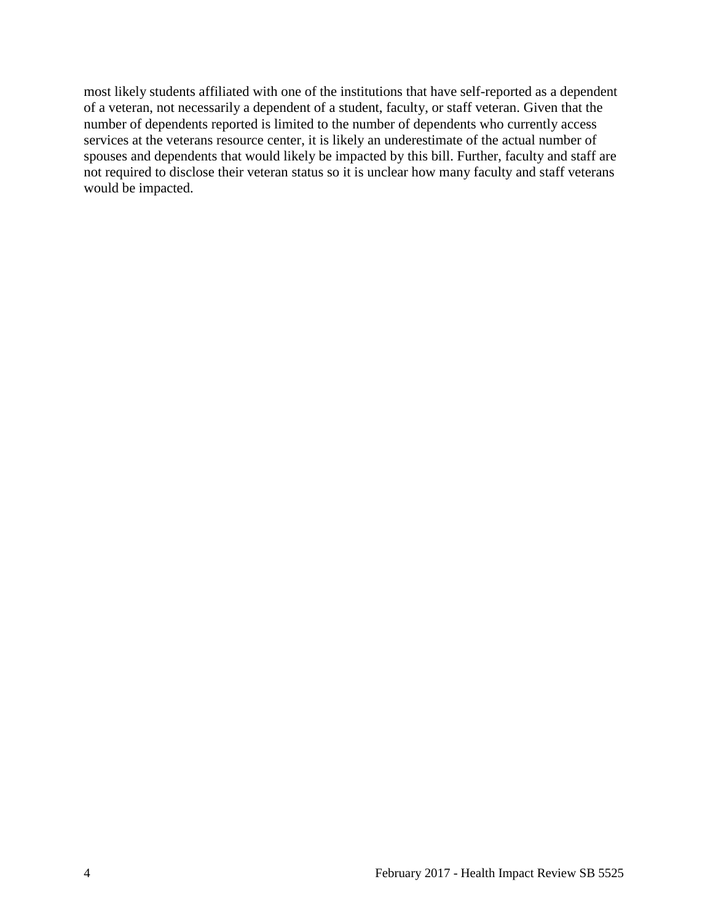most likely students affiliated with one of the institutions that have self-reported as a dependent of a veteran, not necessarily a dependent of a student, faculty, or staff veteran. Given that the number of dependents reported is limited to the number of dependents who currently access services at the veterans resource center, it is likely an underestimate of the actual number of spouses and dependents that would likely be impacted by this bill. Further, faculty and staff are not required to disclose their veteran status so it is unclear how many faculty and staff veterans would be impacted.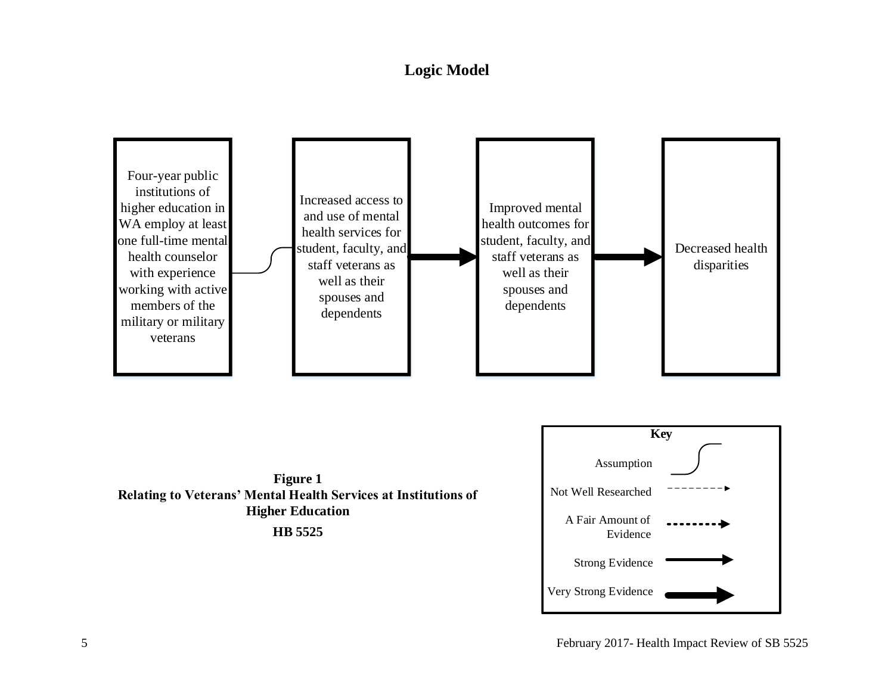## Logic Model

Four-year public institutions of higher education in WA employ at least one full-time mental health counselor with experience working with active members of the military or military veterans

Increased access to and use of mental health services for student, faculty, and staff veterans as well as their spouses and dependents

Improved mental health outcomes for student, faculty, and staff veterans as well as their spouses and dependents

Decreased health disparities

**Figure 1**
**Relating to Veterans' Mental Health Services at Institutions of Higher Education**
**HB 5525**

**Key**

- Assumption
- Not Well Researched
- A Fair Amount of Evidence
- Strong Evidence
- Very Strong Evidence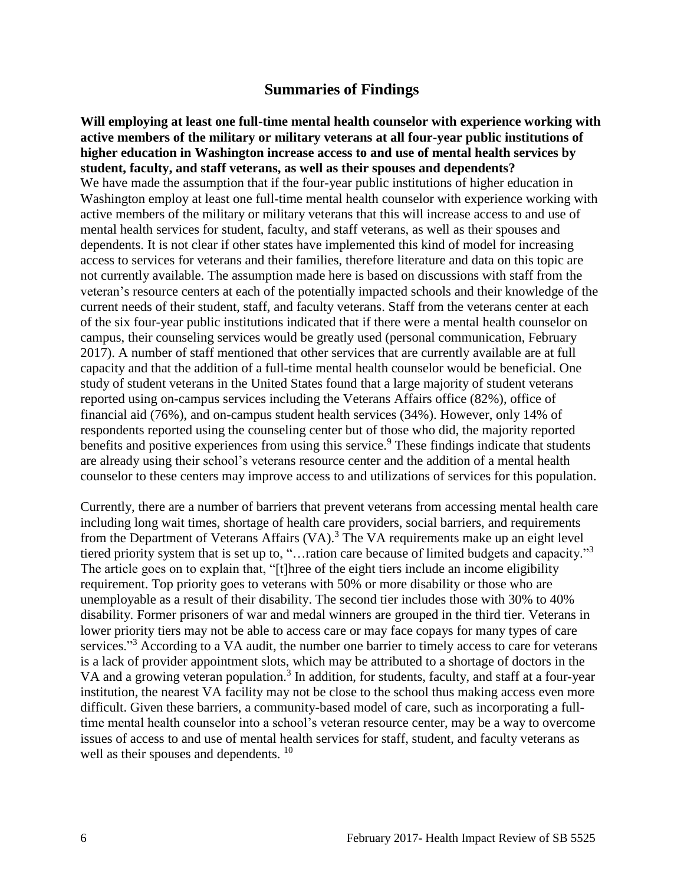## Summaries of Findings

**Will employing at least one full-time mental health counselor with experience working with active members of the military or military veterans at all four-year public institutions of higher education in Washington increase access to and use of mental health services by student, faculty, and staff veterans, as well as their spouses and dependents?**

We have made the assumption that if the four-year public institutions of higher education in Washington employ at least one full-time mental health counselor with experience working with active members of the military or military veterans that this will increase access to and use of mental health services for student, faculty, and staff veterans, as well as their spouses and dependents. It is not clear if other states have implemented this kind of model for increasing access to services for veterans and their families, therefore literature and data on this topic are not currently available. The assumption made here is based on discussions with staff from the veteran's resource centers at each of the potentially impacted schools and their knowledge of the current needs of their student, staff, and faculty veterans. Staff from the veterans center at each of the six four-year public institutions indicated that if there were a mental health counselor on campus, their counseling services would be greatly used (personal communication, February 2017). A number of staff mentioned that other services that are currently available are at full capacity and that the addition of a full-time mental health counselor would be beneficial. One study of student veterans in the United States found that a large majority of student veterans reported using on-campus services including the Veterans Affairs office (82%), office of financial aid (76%), and on-campus student health services (34%). However, only 14% of respondents reported using the counseling center but of those who did, the majority reported benefits and positive experiences from using this service.[9] These findings indicate that students are already using their school's veterans resource center and the addition of a mental health counselor to these centers may improve access to and utilizations of services for this population.

Currently, there are a number of barriers that prevent veterans from accessing mental health care including long wait times, shortage of health care providers, social barriers, and requirements from the Department of Veterans Affairs (VA).[3] The VA requirements make up an eight level tiered priority system that is set up to, "…ration care because of limited budgets and capacity."[3] The article goes on to explain that, "[t]hree of the eight tiers include an income eligibility requirement. Top priority goes to veterans with 50% or more disability or those who are unemployable as a result of their disability. The second tier includes those with 30% to 40% disability. Former prisoners of war and medal winners are grouped in the third tier. Veterans in lower priority tiers may not be able to access care or may face copays for many types of care services."[3] According to a VA audit, the number one barrier to timely access to care for veterans is a lack of provider appointment slots, which may be attributed to a shortage of doctors in the VA and a growing veteran population.[3] In addition, for students, faculty, and staff at a four-year institution, the nearest VA facility may not be close to the school thus making access even more difficult. Given these barriers, a community-based model of care, such as incorporating a full-time mental health counselor into a school's veteran resource center, may be a way to overcome issues of access to and use of mental health services for staff, student, and faculty veterans as well as their spouses and dependents. [10]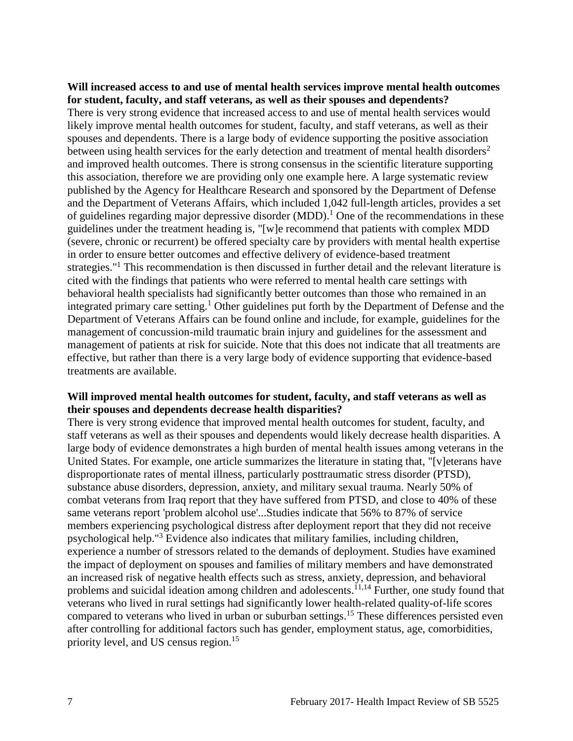**Will increased access to and use of mental health services improve mental health outcomes for student, faculty, and staff veterans, as well as their spouses and dependents?**

There is very strong evidence that increased access to and use of mental health services would likely improve mental health outcomes for student, faculty, and staff veterans, as well as their spouses and dependents. There is a large body of evidence supporting the positive association between using health services for the early detection and treatment of mental health disorders[2] and improved health outcomes. There is strong consensus in the scientific literature supporting this association, therefore we are providing only one example here. A large systematic review published by the Agency for Healthcare Research and sponsored by the Department of Defense and the Department of Veterans Affairs, which included 1,042 full-length articles, provides a set of guidelines regarding major depressive disorder (MDD).[1] One of the recommendations in these guidelines under the treatment heading is, "[w]e recommend that patients with complex MDD (severe, chronic or recurrent) be offered specialty care by providers with mental health expertise in order to ensure better outcomes and effective delivery of evidence-based treatment strategies."[1] This recommendation is then discussed in further detail and the relevant literature is cited with the findings that patients who were referred to mental health care settings with behavioral health specialists had significantly better outcomes than those who remained in an integrated primary care setting.[1] Other guidelines put forth by the Department of Defense and the Department of Veterans Affairs can be found online and include, for example, guidelines for the management of concussion-mild traumatic brain injury and guidelines for the assessment and management of patients at risk for suicide. Note that this does not indicate that all treatments are effective, but rather than there is a very large body of evidence supporting that evidence-based treatments are available.

**Will improved mental health outcomes for student, faculty, and staff veterans as well as their spouses and dependents decrease health disparities?**

There is very strong evidence that improved mental health outcomes for student, faculty, and staff veterans as well as their spouses and dependents would likely decrease health disparities. A large body of evidence demonstrates a high burden of mental health issues among veterans in the United States. For example, one article summarizes the literature in stating that, "[v]eterans have disproportionate rates of mental illness, particularly posttraumatic stress disorder (PTSD), substance abuse disorders, depression, anxiety, and military sexual trauma. Nearly 50% of combat veterans from Iraq report that they have suffered from PTSD, and close to 40% of these same veterans report 'problem alcohol use'...Studies indicate that 56% to 87% of service members experiencing psychological distress after deployment report that they did not receive psychological help."[3] Evidence also indicates that military families, including children, experience a number of stressors related to the demands of deployment. Studies have examined the impact of deployment on spouses and families of military members and have demonstrated an increased risk of negative health effects such as stress, anxiety, depression, and behavioral problems and suicidal ideation among children and adolescents.[11,14] Further, one study found that veterans who lived in rural settings had significantly lower health-related quality-of-life scores compared to veterans who lived in urban or suburban settings.[15] These differences persisted even after controlling for additional factors such has gender, employment status, age, comorbidities, priority level, and US census region.[15]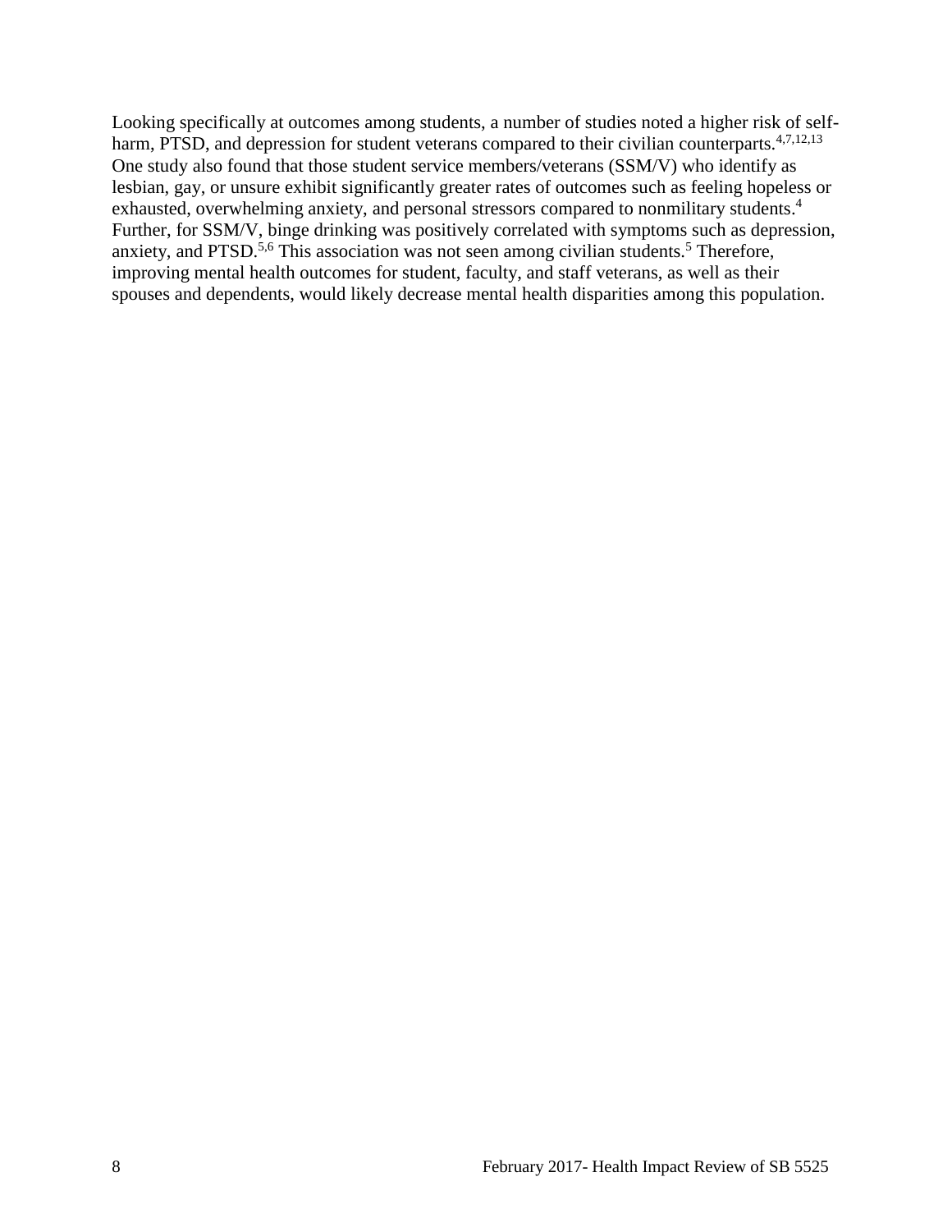Looking specifically at outcomes among students, a number of studies noted a higher risk of self-harm, PTSD, and depression for student veterans compared to their civilian counterparts.[4,7,12,13] One study also found that those student service members/veterans (SSM/V) who identify as lesbian, gay, or unsure exhibit significantly greater rates of outcomes such as feeling hopeless or exhausted, overwhelming anxiety, and personal stressors compared to nonmilitary students.[4] Further, for SSM/V, binge drinking was positively correlated with symptoms such as depression, anxiety, and PTSD.[5,6] This association was not seen among civilian students.[5] Therefore, improving mental health outcomes for student, faculty, and staff veterans, as well as their spouses and dependents, would likely decrease mental health disparities among this population.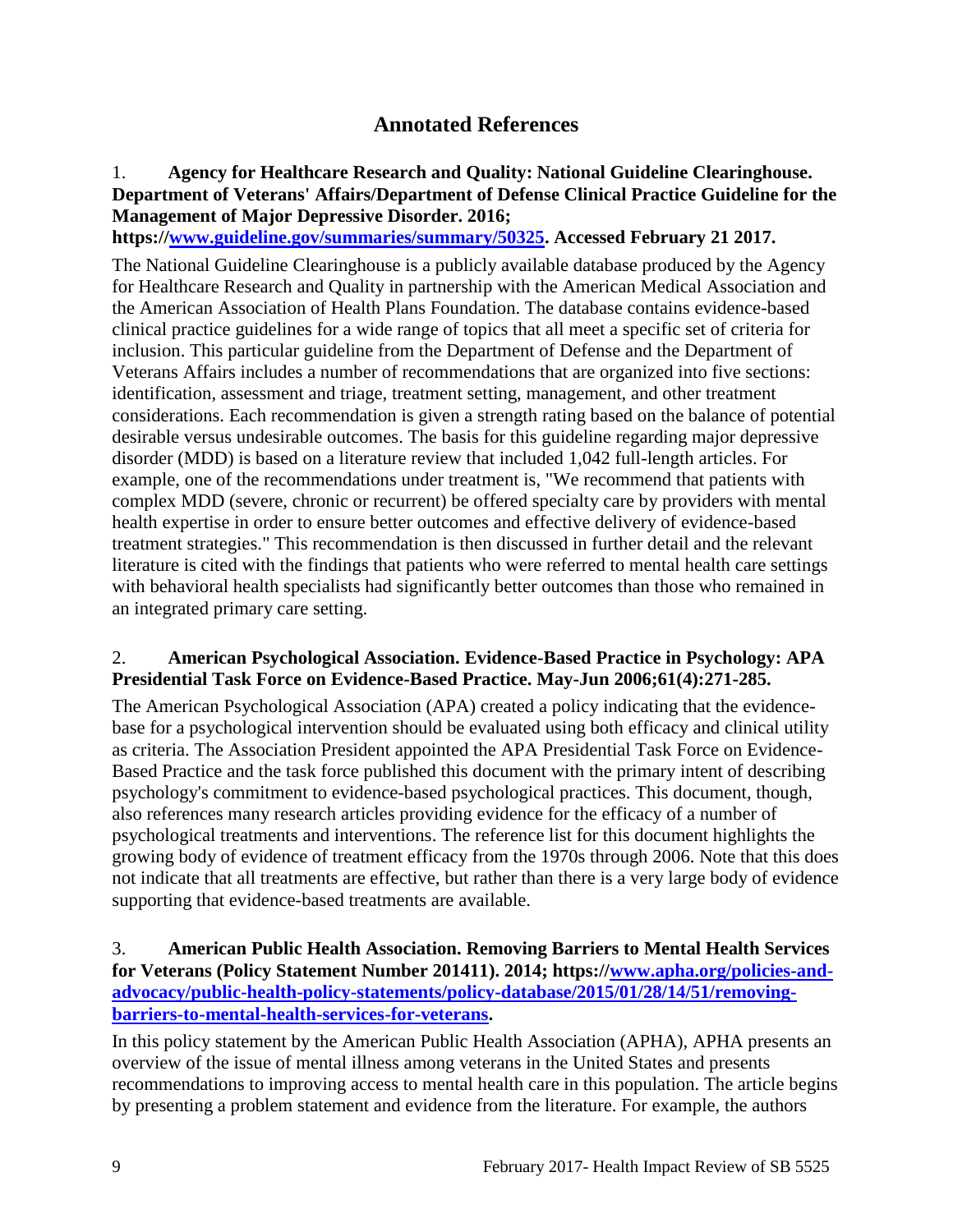## Annotated References

1. **Agency for Healthcare Research and Quality: National Guideline Clearinghouse. Department of Veterans' Affairs/Department of Defense Clinical Practice Guideline for the Management of Major Depressive Disorder. 2016; https://[www.guideline.gov/summaries/summary/50325](https://www.guideline.gov/summaries/summary/50325). Accessed February 21 2017.**

The National Guideline Clearinghouse is a publicly available database produced by the Agency for Healthcare Research and Quality in partnership with the American Medical Association and the American Association of Health Plans Foundation. The database contains evidence-based clinical practice guidelines for a wide range of topics that all meet a specific set of criteria for inclusion. This particular guideline from the Department of Defense and the Department of Veterans Affairs includes a number of recommendations that are organized into five sections: identification, assessment and triage, treatment setting, management, and other treatment considerations. Each recommendation is given a strength rating based on the balance of potential desirable versus undesirable outcomes. The basis for this guideline regarding major depressive disorder (MDD) is based on a literature review that included 1,042 full-length articles. For example, one of the recommendations under treatment is, "We recommend that patients with complex MDD (severe, chronic or recurrent) be offered specialty care by providers with mental health expertise in order to ensure better outcomes and effective delivery of evidence-based treatment strategies." This recommendation is then discussed in further detail and the relevant literature is cited with the findings that patients who were referred to mental health care settings with behavioral health specialists had significantly better outcomes than those who remained in an integrated primary care setting.

2. **American Psychological Association. Evidence-Based Practice in Psychology: APA Presidential Task Force on Evidence-Based Practice. May-Jun 2006;61(4):271-285.**

The American Psychological Association (APA) created a policy indicating that the evidence-base for a psychological intervention should be evaluated using both efficacy and clinical utility as criteria. The Association President appointed the APA Presidential Task Force on Evidence-Based Practice and the task force published this document with the primary intent of describing psychology's commitment to evidence-based psychological practices. This document, though, also references many research articles providing evidence for the efficacy of a number of psychological treatments and interventions. The reference list for this document highlights the growing body of evidence of treatment efficacy from the 1970s through 2006. Note that this does not indicate that all treatments are effective, but rather than there is a very large body of evidence supporting that evidence-based treatments are available.

3. **American Public Health Association. Removing Barriers to Mental Health Services for Veterans (Policy Statement Number 201411). 2014; https://[www.apha.org/policies-and-advocacy/public-health-policy-statements/policy-database/2015/01/28/14/51/removing-barriers-to-mental-health-services-for-veterans](https://www.apha.org/policies-and-advocacy/public-health-policy-statements/policy-database/2015/01/28/14/51/removing-barriers-to-mental-health-services-for-veterans).**

In this policy statement by the American Public Health Association (APHA), APHA presents an overview of the issue of mental illness among veterans in the United States and presents recommendations to improving access to mental health care in this population. The article begins by presenting a problem statement and evidence from the literature. For example, the authors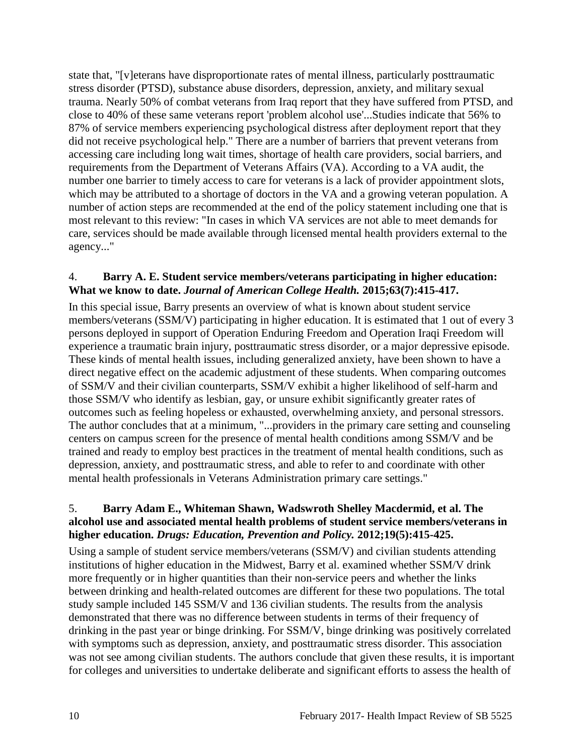state that, "[v]eterans have disproportionate rates of mental illness, particularly posttraumatic stress disorder (PTSD), substance abuse disorders, depression, anxiety, and military sexual trauma. Nearly 50% of combat veterans from Iraq report that they have suffered from PTSD, and close to 40% of these same veterans report 'problem alcohol use'...Studies indicate that 56% to 87% of service members experiencing psychological distress after deployment report that they did not receive psychological help." There are a number of barriers that prevent veterans from accessing care including long wait times, shortage of health care providers, social barriers, and requirements from the Department of Veterans Affairs (VA). According to a VA audit, the number one barrier to timely access to care for veterans is a lack of provider appointment slots, which may be attributed to a shortage of doctors in the VA and a growing veteran population. A number of action steps are recommended at the end of the policy statement including one that is most relevant to this review: "In cases in which VA services are not able to meet demands for care, services should be made available through licensed mental health providers external to the agency..."

4. **Barry A. E. Student service members/veterans participating in higher education: What we know to date.** ***Journal of American College Health.*** **2015;63(7):415-417.**

In this special issue, Barry presents an overview of what is known about student service members/veterans (SSM/V) participating in higher education. It is estimated that 1 out of every 3 persons deployed in support of Operation Enduring Freedom and Operation Iraqi Freedom will experience a traumatic brain injury, posttraumatic stress disorder, or a major depressive episode. These kinds of mental health issues, including generalized anxiety, have been shown to have a direct negative effect on the academic adjustment of these students. When comparing outcomes of SSM/V and their civilian counterparts, SSM/V exhibit a higher likelihood of self-harm and those SSM/V who identify as lesbian, gay, or unsure exhibit significantly greater rates of outcomes such as feeling hopeless or exhausted, overwhelming anxiety, and personal stressors. The author concludes that at a minimum, "...providers in the primary care setting and counseling centers on campus screen for the presence of mental health conditions among SSM/V and be trained and ready to employ best practices in the treatment of mental health conditions, such as depression, anxiety, and posttraumatic stress, and able to refer to and coordinate with other mental health professionals in Veterans Administration primary care settings."

5. **Barry Adam E., Whiteman Shawn, Wadswroth Shelley Macdermid, et al. The alcohol use and associated mental health problems of student service members/veterans in higher education.** ***Drugs: Education, Prevention and Policy.*** **2012;19(5):415-425.**

Using a sample of student service members/veterans (SSM/V) and civilian students attending institutions of higher education in the Midwest, Barry et al. examined whether SSM/V drink more frequently or in higher quantities than their non-service peers and whether the links between drinking and health-related outcomes are different for these two populations. The total study sample included 145 SSM/V and 136 civilian students. The results from the analysis demonstrated that there was no difference between students in terms of their frequency of drinking in the past year or binge drinking. For SSM/V, binge drinking was positively correlated with symptoms such as depression, anxiety, and posttraumatic stress disorder. This association was not see among civilian students. The authors conclude that given these results, it is important for colleges and universities to undertake deliberate and significant efforts to assess the health of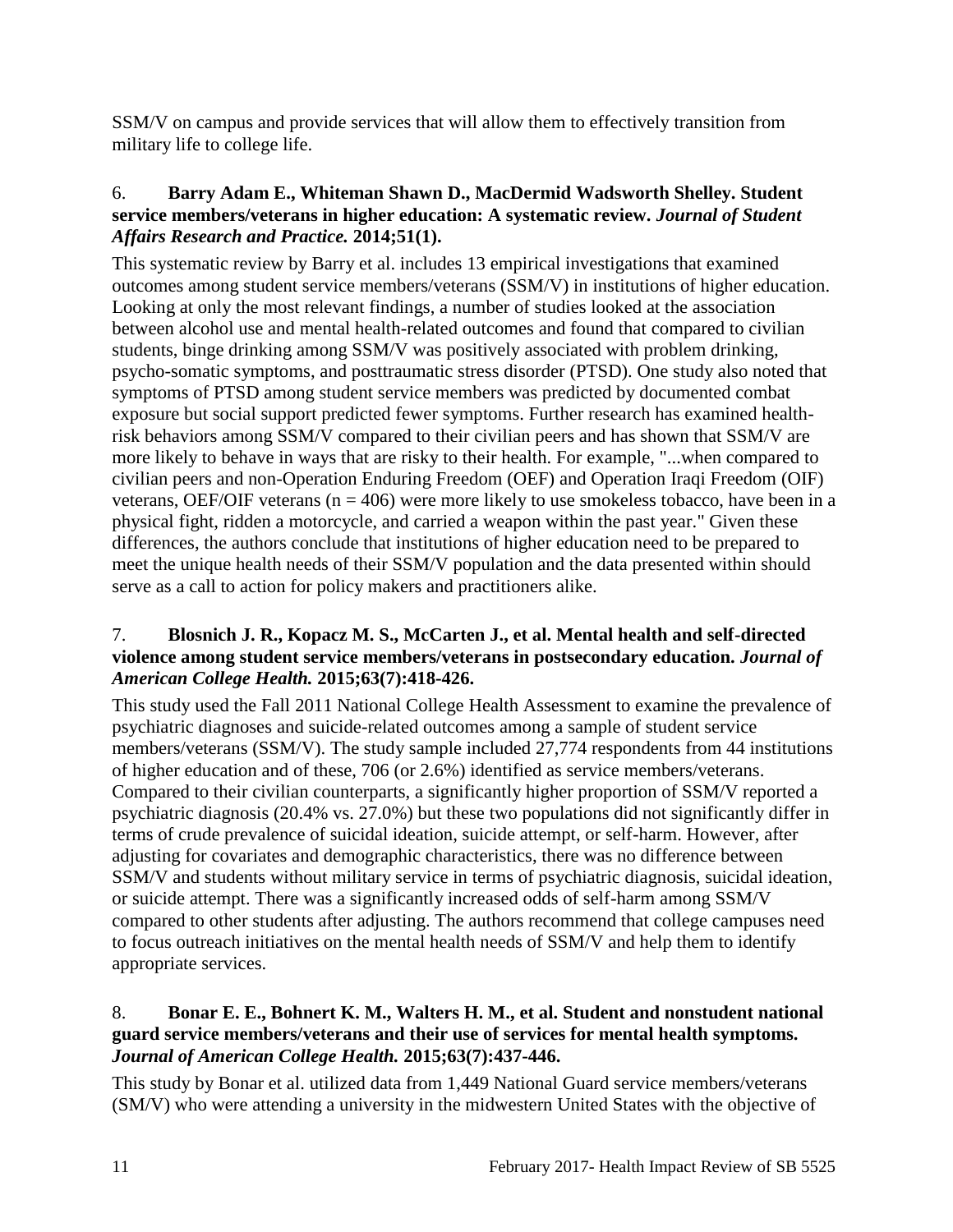SSM/V on campus and provide services that will allow them to effectively transition from military life to college life.

6. **Barry Adam E., Whiteman Shawn D., MacDermid Wadsworth Shelley. Student service members/veterans in higher education: A systematic review. *Journal of Student Affairs Research and Practice.* 2014;51(1).**

This systematic review by Barry et al. includes 13 empirical investigations that examined outcomes among student service members/veterans (SSM/V) in institutions of higher education. Looking at only the most relevant findings, a number of studies looked at the association between alcohol use and mental health-related outcomes and found that compared to civilian students, binge drinking among SSM/V was positively associated with problem drinking, psycho-somatic symptoms, and posttraumatic stress disorder (PTSD). One study also noted that symptoms of PTSD among student service members was predicted by documented combat exposure but social support predicted fewer symptoms. Further research has examined health-risk behaviors among SSM/V compared to their civilian peers and has shown that SSM/V are more likely to behave in ways that are risky to their health. For example, "...when compared to civilian peers and non-Operation Enduring Freedom (OEF) and Operation Iraqi Freedom (OIF) veterans, OEF/OIF veterans (n = 406) were more likely to use smokeless tobacco, have been in a physical fight, ridden a motorcycle, and carried a weapon within the past year." Given these differences, the authors conclude that institutions of higher education need to be prepared to meet the unique health needs of their SSM/V population and the data presented within should serve as a call to action for policy makers and practitioners alike.

7. **Blosnich J. R., Kopacz M. S., McCarten J., et al. Mental health and self-directed violence among student service members/veterans in postsecondary education. *Journal of American College Health.* 2015;63(7):418-426.**

This study used the Fall 2011 National College Health Assessment to examine the prevalence of psychiatric diagnoses and suicide-related outcomes among a sample of student service members/veterans (SSM/V). The study sample included 27,774 respondents from 44 institutions of higher education and of these, 706 (or 2.6%) identified as service members/veterans. Compared to their civilian counterparts, a significantly higher proportion of SSM/V reported a psychiatric diagnosis (20.4% vs. 27.0%) but these two populations did not significantly differ in terms of crude prevalence of suicidal ideation, suicide attempt, or self-harm. However, after adjusting for covariates and demographic characteristics, there was no difference between SSM/V and students without military service in terms of psychiatric diagnosis, suicidal ideation, or suicide attempt. There was a significantly increased odds of self-harm among SSM/V compared to other students after adjusting. The authors recommend that college campuses need to focus outreach initiatives on the mental health needs of SSM/V and help them to identify appropriate services.

8. **Bonar E. E., Bohnert K. M., Walters H. M., et al. Student and nonstudent national guard service members/veterans and their use of services for mental health symptoms. *Journal of American College Health.* 2015;63(7):437-446.**

This study by Bonar et al. utilized data from 1,449 National Guard service members/veterans (SM/V) who were attending a university in the midwestern United States with the objective of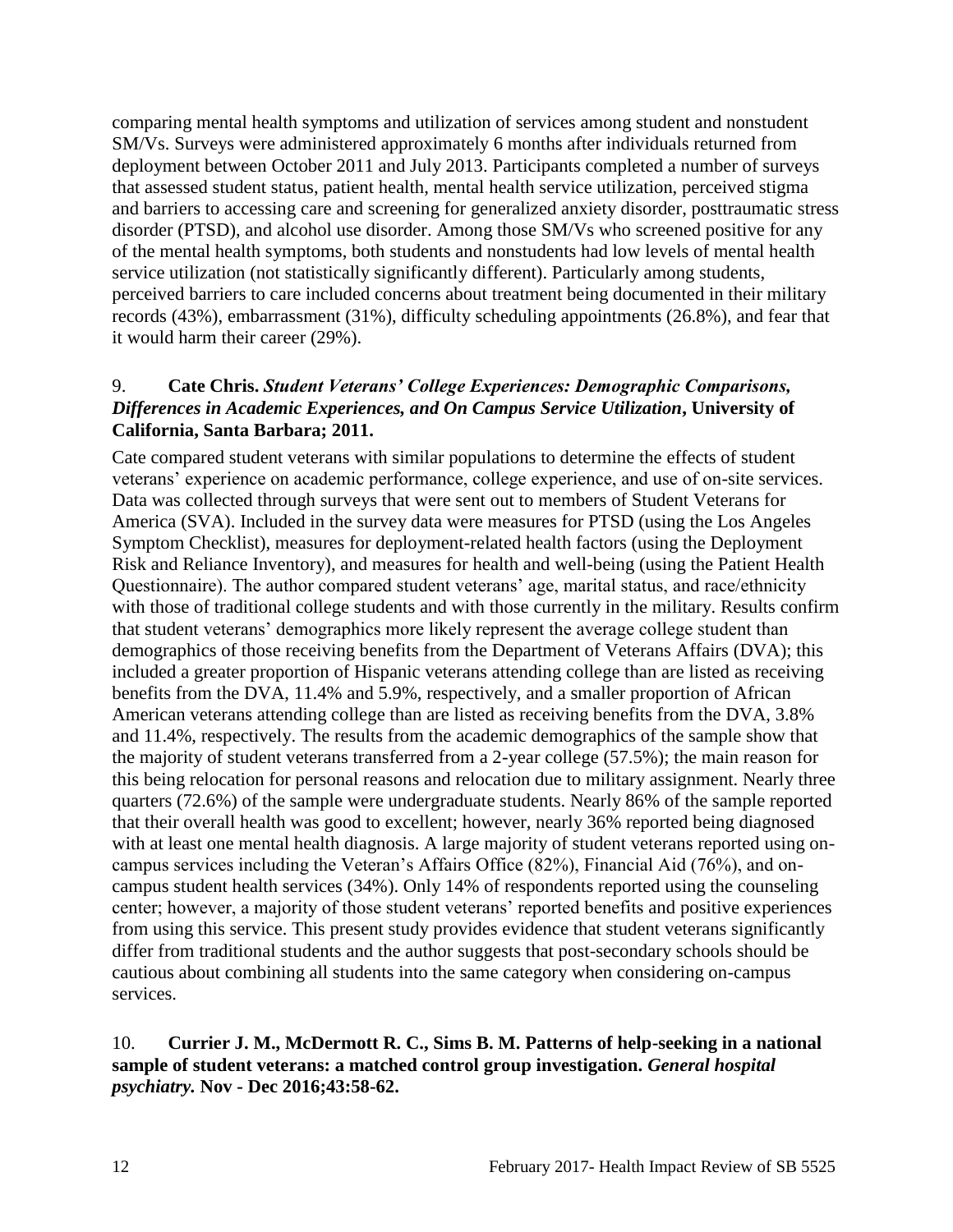comparing mental health symptoms and utilization of services among student and nonstudent SM/Vs. Surveys were administered approximately 6 months after individuals returned from deployment between October 2011 and July 2013. Participants completed a number of surveys that assessed student status, patient health, mental health service utilization, perceived stigma and barriers to accessing care and screening for generalized anxiety disorder, posttraumatic stress disorder (PTSD), and alcohol use disorder. Among those SM/Vs who screened positive for any of the mental health symptoms, both students and nonstudents had low levels of mental health service utilization (not statistically significantly different). Particularly among students, perceived barriers to care included concerns about treatment being documented in their military records (43%), embarrassment (31%), difficulty scheduling appointments (26.8%), and fear that it would harm their career (29%).

9. **Cate Chris.** ***Student Veterans' College Experiences: Demographic Comparisons, Differences in Academic Experiences, and On Campus Service Utilization*****, University of California, Santa Barbara; 2011.**

Cate compared student veterans with similar populations to determine the effects of student veterans' experience on academic performance, college experience, and use of on-site services. Data was collected through surveys that were sent out to members of Student Veterans for America (SVA). Included in the survey data were measures for PTSD (using the Los Angeles Symptom Checklist), measures for deployment-related health factors (using the Deployment Risk and Reliance Inventory), and measures for health and well-being (using the Patient Health Questionnaire). The author compared student veterans' age, marital status, and race/ethnicity with those of traditional college students and with those currently in the military. Results confirm that student veterans' demographics more likely represent the average college student than demographics of those receiving benefits from the Department of Veterans Affairs (DVA); this included a greater proportion of Hispanic veterans attending college than are listed as receiving benefits from the DVA, 11.4% and 5.9%, respectively, and a smaller proportion of African American veterans attending college than are listed as receiving benefits from the DVA, 3.8% and 11.4%, respectively. The results from the academic demographics of the sample show that the majority of student veterans transferred from a 2-year college (57.5%); the main reason for this being relocation for personal reasons and relocation due to military assignment. Nearly three quarters (72.6%) of the sample were undergraduate students. Nearly 86% of the sample reported that their overall health was good to excellent; however, nearly 36% reported being diagnosed with at least one mental health diagnosis. A large majority of student veterans reported using on-campus services including the Veteran's Affairs Office (82%), Financial Aid (76%), and on-campus student health services (34%). Only 14% of respondents reported using the counseling center; however, a majority of those student veterans' reported benefits and positive experiences from using this service. This present study provides evidence that student veterans significantly differ from traditional students and the author suggests that post-secondary schools should be cautious about combining all students into the same category when considering on-campus services.

10. **Currier J. M., McDermott R. C., Sims B. M. Patterns of help-seeking in a national sample of student veterans: a matched control group investigation.** ***General hospital psychiatry.*** **Nov - Dec 2016;43:58-62.**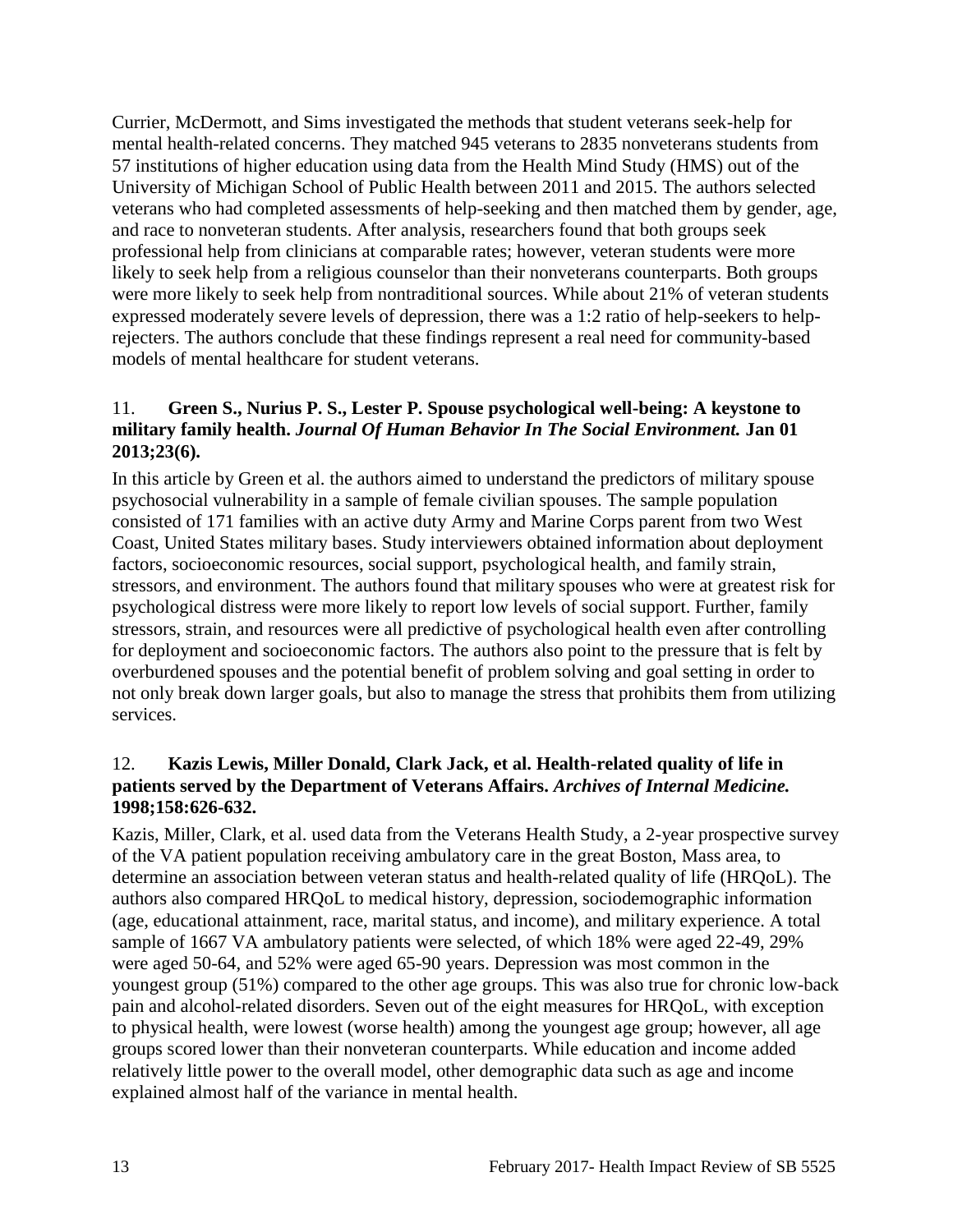Currier, McDermott, and Sims investigated the methods that student veterans seek-help for mental health-related concerns. They matched 945 veterans to 2835 nonveterans students from 57 institutions of higher education using data from the Health Mind Study (HMS) out of the University of Michigan School of Public Health between 2011 and 2015. The authors selected veterans who had completed assessments of help-seeking and then matched them by gender, age, and race to nonveteran students. After analysis, researchers found that both groups seek professional help from clinicians at comparable rates; however, veteran students were more likely to seek help from a religious counselor than their nonveterans counterparts. Both groups were more likely to seek help from nontraditional sources. While about 21% of veteran students expressed moderately severe levels of depression, there was a 1:2 ratio of help-seekers to help-rejecters. The authors conclude that these findings represent a real need for community-based models of mental healthcare for student veterans.

11. **Green S., Nurius P. S., Lester P. Spouse psychological well-being: A keystone to military family health.** ***Journal Of Human Behavior In The Social Environment.*** **Jan 01 2013;23(6).**

In this article by Green et al. the authors aimed to understand the predictors of military spouse psychosocial vulnerability in a sample of female civilian spouses. The sample population consisted of 171 families with an active duty Army and Marine Corps parent from two West Coast, United States military bases. Study interviewers obtained information about deployment factors, socioeconomic resources, social support, psychological health, and family strain, stressors, and environment. The authors found that military spouses who were at greatest risk for psychological distress were more likely to report low levels of social support. Further, family stressors, strain, and resources were all predictive of psychological health even after controlling for deployment and socioeconomic factors. The authors also point to the pressure that is felt by overburdened spouses and the potential benefit of problem solving and goal setting in order to not only break down larger goals, but also to manage the stress that prohibits them from utilizing services.

12. **Kazis Lewis, Miller Donald, Clark Jack, et al. Health-related quality of life in patients served by the Department of Veterans Affairs.** ***Archives of Internal Medicine.*** **1998;158:626-632.**

Kazis, Miller, Clark, et al. used data from the Veterans Health Study, a 2-year prospective survey of the VA patient population receiving ambulatory care in the great Boston, Mass area, to determine an association between veteran status and health-related quality of life (HRQoL). The authors also compared HRQoL to medical history, depression, sociodemographic information (age, educational attainment, race, marital status, and income), and military experience. A total sample of 1667 VA ambulatory patients were selected, of which 18% were aged 22-49, 29% were aged 50-64, and 52% were aged 65-90 years. Depression was most common in the youngest group (51%) compared to the other age groups. This was also true for chronic low-back pain and alcohol-related disorders. Seven out of the eight measures for HRQoL, with exception to physical health, were lowest (worse health) among the youngest age group; however, all age groups scored lower than their nonveteran counterparts. While education and income added relatively little power to the overall model, other demographic data such as age and income explained almost half of the variance in mental health.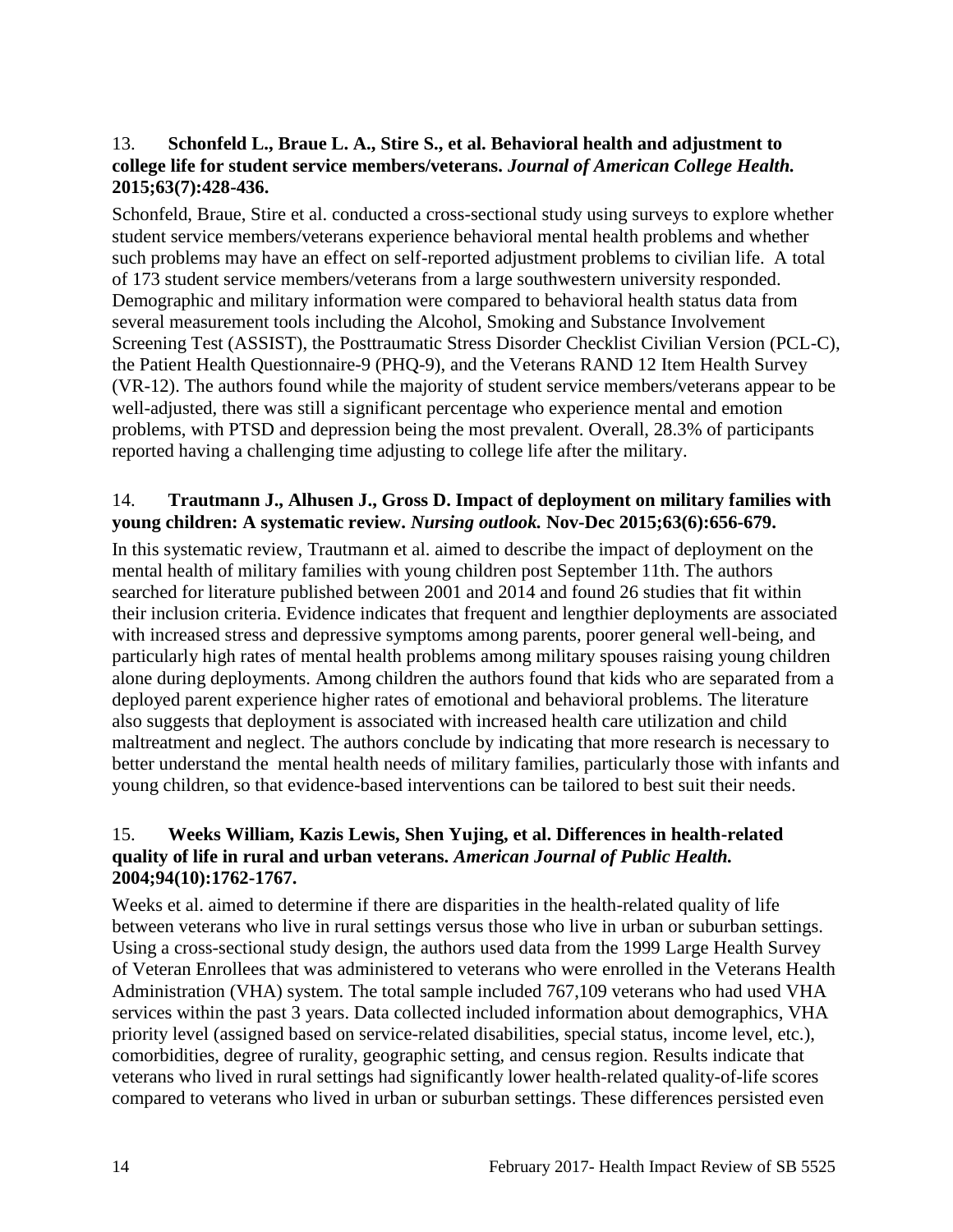13. **Schonfeld L., Braue L. A., Stire S., et al. Behavioral health and adjustment to college life for student service members/veterans.** ***Journal of American College Health.*** **2015;63(7):428-436.**

Schonfeld, Braue, Stire et al. conducted a cross-sectional study using surveys to explore whether student service members/veterans experience behavioral mental health problems and whether such problems may have an effect on self-reported adjustment problems to civilian life. A total of 173 student service members/veterans from a large southwestern university responded. Demographic and military information were compared to behavioral health status data from several measurement tools including the Alcohol, Smoking and Substance Involvement Screening Test (ASSIST), the Posttraumatic Stress Disorder Checklist Civilian Version (PCL-C), the Patient Health Questionnaire-9 (PHQ-9), and the Veterans RAND 12 Item Health Survey (VR-12). The authors found while the majority of student service members/veterans appear to be well-adjusted, there was still a significant percentage who experience mental and emotion problems, with PTSD and depression being the most prevalent. Overall, 28.3% of participants reported having a challenging time adjusting to college life after the military.

14. **Trautmann J., Alhusen J., Gross D. Impact of deployment on military families with young children: A systematic review.** ***Nursing outlook.*** **Nov-Dec 2015;63(6):656-679.**

In this systematic review, Trautmann et al. aimed to describe the impact of deployment on the mental health of military families with young children post September 11th. The authors searched for literature published between 2001 and 2014 and found 26 studies that fit within their inclusion criteria. Evidence indicates that frequent and lengthier deployments are associated with increased stress and depressive symptoms among parents, poorer general well-being, and particularly high rates of mental health problems among military spouses raising young children alone during deployments. Among children the authors found that kids who are separated from a deployed parent experience higher rates of emotional and behavioral problems. The literature also suggests that deployment is associated with increased health care utilization and child maltreatment and neglect. The authors conclude by indicating that more research is necessary to better understand the mental health needs of military families, particularly those with infants and young children, so that evidence-based interventions can be tailored to best suit their needs.

15. **Weeks William, Kazis Lewis, Shen Yujing, et al. Differences in health-related quality of life in rural and urban veterans.** ***American Journal of Public Health.*** **2004;94(10):1762-1767.**

Weeks et al. aimed to determine if there are disparities in the health-related quality of life between veterans who live in rural settings versus those who live in urban or suburban settings. Using a cross-sectional study design, the authors used data from the 1999 Large Health Survey of Veteran Enrollees that was administered to veterans who were enrolled in the Veterans Health Administration (VHA) system. The total sample included 767,109 veterans who had used VHA services within the past 3 years. Data collected included information about demographics, VHA priority level (assigned based on service-related disabilities, special status, income level, etc.), comorbidities, degree of rurality, geographic setting, and census region. Results indicate that veterans who lived in rural settings had significantly lower health-related quality-of-life scores compared to veterans who lived in urban or suburban settings. These differences persisted even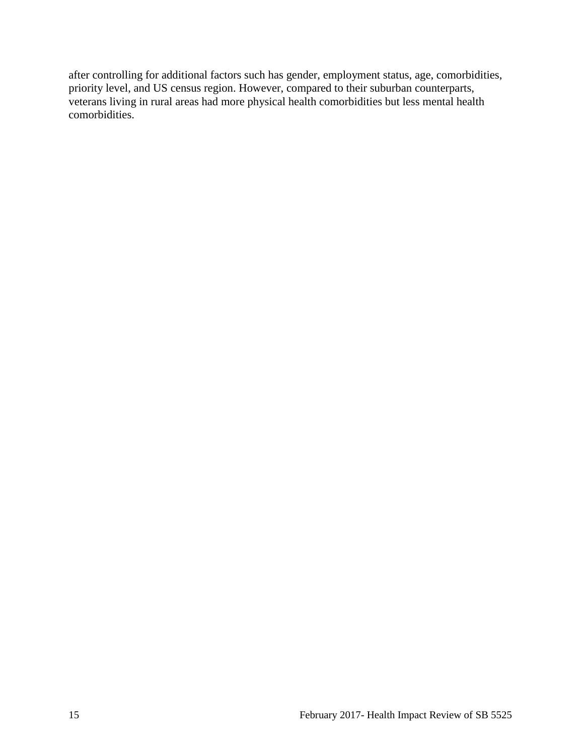after controlling for additional factors such has gender, employment status, age, comorbidities, priority level, and US census region. However, compared to their suburban counterparts, veterans living in rural areas had more physical health comorbidities but less mental health comorbidities.